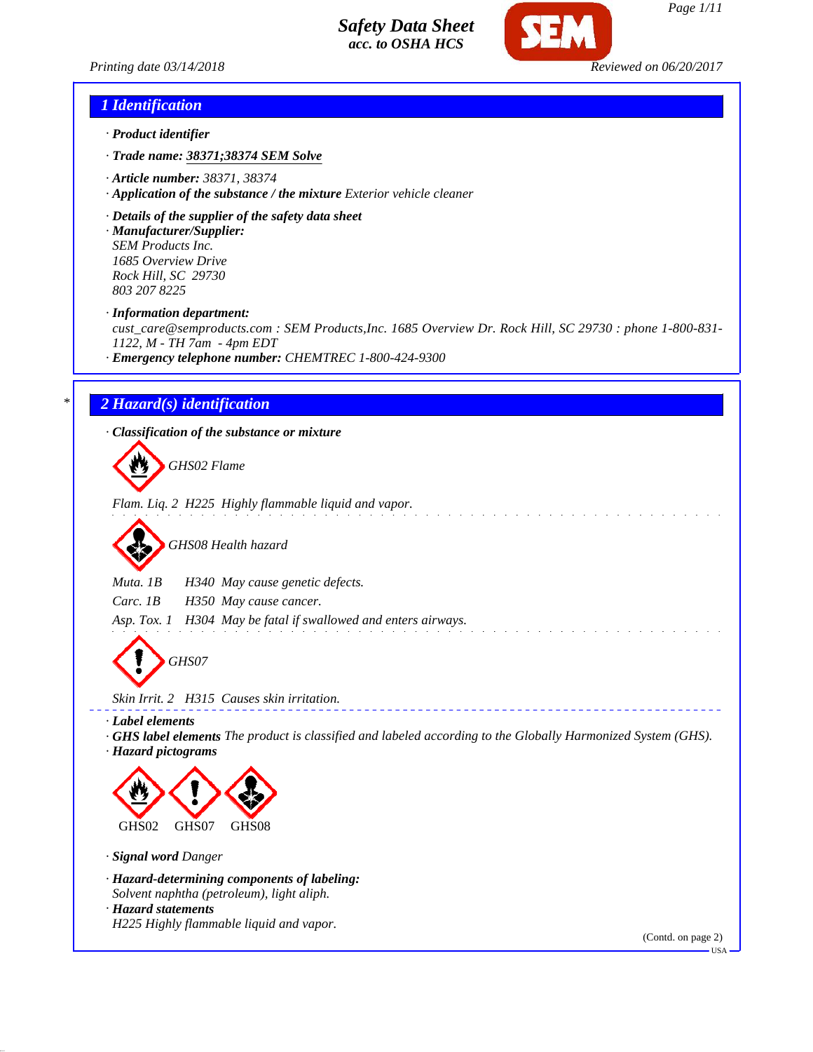# Safety Data Sheet
*acc. to OSHA HCS*

Printing date 03/14/2018 Reviewed on 06/20/2017

## 1 Identification

· **Product identifier**

· **Trade name: 38371;38374 SEM Solve**

· **Article number:** 38371, 38374
· **Application of the substance / the mixture** Exterior vehicle cleaner

· **Details of the supplier of the safety data sheet**
· **Manufacturer/Supplier:**
SEM Products Inc.
1685 Overview Drive
Rock Hill, SC 29730
803 207 8225

· **Information department:**
cust_care@semproducts.com : SEM Products,Inc. 1685 Overview Dr. Rock Hill, SC 29730 : phone 1-800-831-1122, M - TH 7am - 4pm EDT
· **Emergency telephone number:** CHEMTREC 1-800-424-9300

## * 2 Hazard(s) identification

· **Classification of the substance or mixture**

GHS02 Flame

Flam. Liq. 2 H225 Highly flammable liquid and vapor.

GHS08 Health hazard

Muta. 1B H340 May cause genetic defects.
Carc. 1B H350 May cause cancer.
Asp. Tox. 1 H304 May be fatal if swallowed and enters airways.

GHS07

Skin Irrit. 2 H315 Causes skin irritation.

· **Label elements**
· **GHS label elements** The product is classified and labeled according to the Globally Harmonized System (GHS).
· **Hazard pictograms**

GHS02 GHS07 GHS08

· **Signal word** Danger

· **Hazard-determining components of labeling:**
Solvent naphtha (petroleum), light aliph.
· **Hazard statements**
H225 Highly flammable liquid and vapor.

(Contd. on page 2)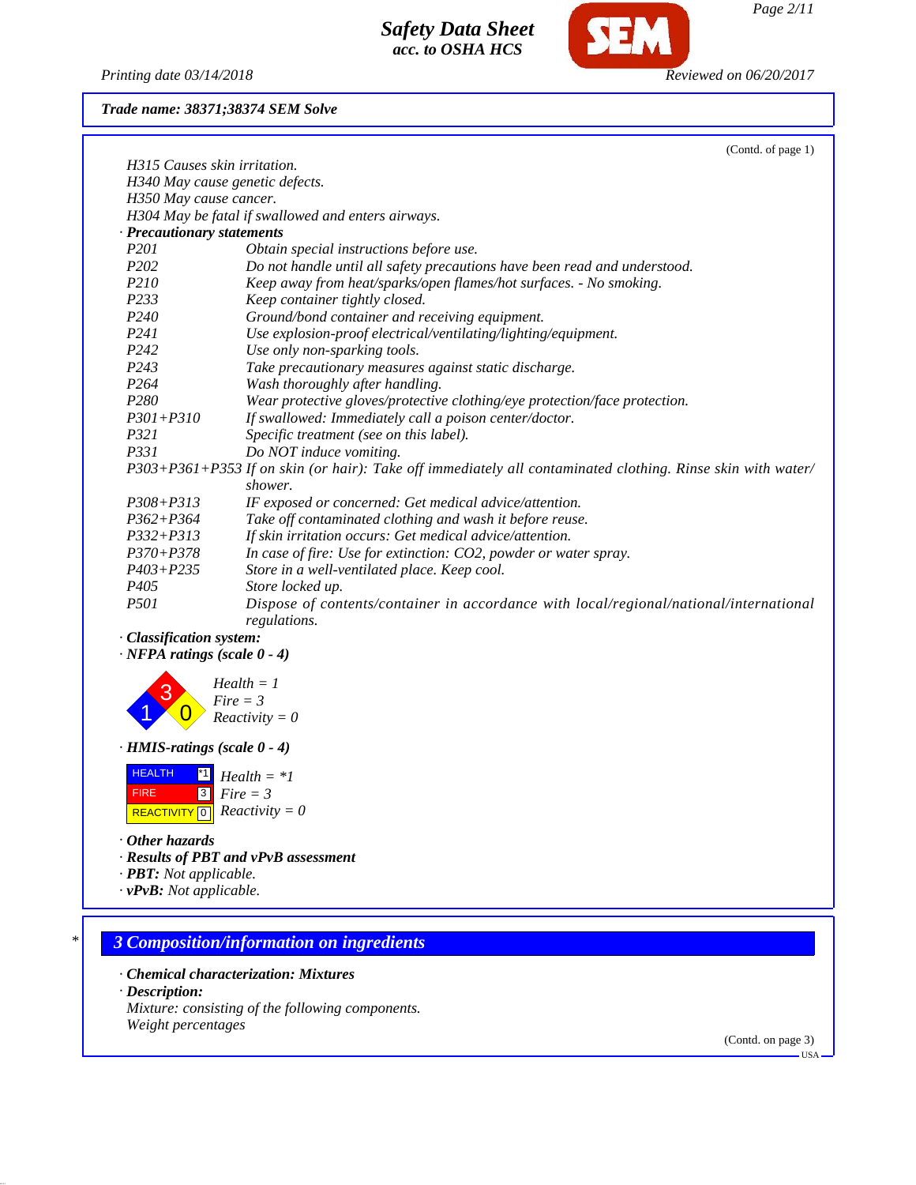Trade name: 38371;38374 SEM Solve

(Contd. of page 1)

H315 Causes skin irritation.
H340 May cause genetic defects.
H350 May cause cancer.
H304 May be fatal if swallowed and enters airways.

· **Precautionary statements**

| | |
|---|---|
| P201 | Obtain special instructions before use. |
| P202 | Do not handle until all safety precautions have been read and understood. |
| P210 | Keep away from heat/sparks/open flames/hot surfaces. - No smoking. |
| P233 | Keep container tightly closed. |
| P240 | Ground/bond container and receiving equipment. |
| P241 | Use explosion-proof electrical/ventilating/lighting/equipment. |
| P242 | Use only non-sparking tools. |
| P243 | Take precautionary measures against static discharge. |
| P264 | Wash thoroughly after handling. |
| P280 | Wear protective gloves/protective clothing/eye protection/face protection. |
| P301+P310 | If swallowed: Immediately call a poison center/doctor. |
| P321 | Specific treatment (see on this label). |
| P331 | Do NOT induce vomiting. |
| P303+P361+P353 | If on skin (or hair): Take off immediately all contaminated clothing. Rinse skin with water/shower. |
| P308+P313 | IF exposed or concerned: Get medical advice/attention. |
| P362+P364 | Take off contaminated clothing and wash it before reuse. |
| P332+P313 | If skin irritation occurs: Get medical advice/attention. |
| P370+P378 | In case of fire: Use for extinction: CO2, powder or water spray. |
| P403+P235 | Store in a well-ventilated place. Keep cool. |
| P405 | Store locked up. |
| P501 | Dispose of contents/container in accordance with local/regional/national/international regulations. |

· **Classification system:**

· **NFPA ratings (scale 0 - 4)**

Health = 1
Fire = 3
Reactivity = 0

· **HMIS-ratings (scale 0 - 4)**

| | |
|---|---|
| HEALTH | *1 |
| FIRE | 3 |
| REACTIVITY | 0 |

Health = *1
Fire = 3
Reactivity = 0

· **Other hazards**
· **Results of PBT and vPvB assessment**
· **PBT:** Not applicable.
· **vPvB:** Not applicable.

## 3 Composition/information on ingredients

· **Chemical characterization: Mixtures**
· **Description:**
Mixture: consisting of the following components.
Weight percentages

(Contd. on page 3)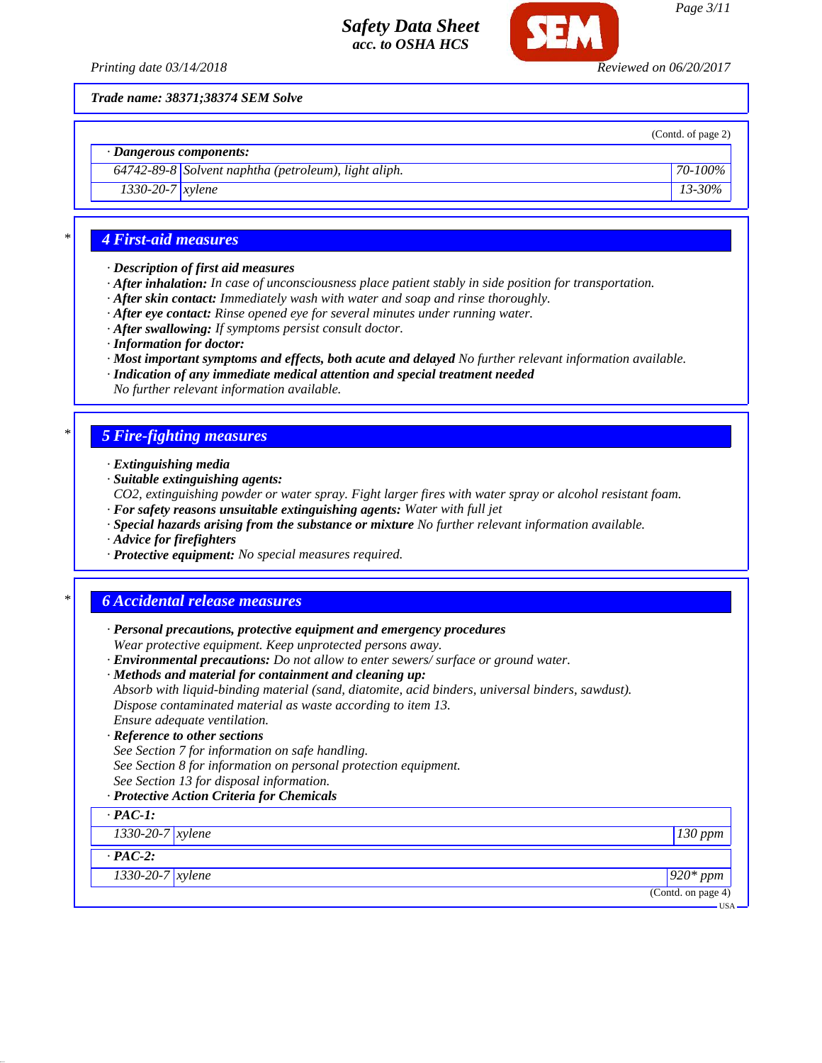**Trade name: 38371;38374 SEM Solve**

(Contd. of page 2)

· **Dangerous components:**

| | | |
|---|---|---|
| 64742-89-8 | Solvent naphtha (petroleum), light aliph. | 70-100% |
| 1330-20-7 | xylene | 13-30% |

## 4 First-aid measures

· **Description of first aid measures**
· **After inhalation:** In case of unconsciousness place patient stably in side position for transportation.
· **After skin contact:** Immediately wash with water and soap and rinse thoroughly.
· **After eye contact:** Rinse opened eye for several minutes under running water.
· **After swallowing:** If symptoms persist consult doctor.
· **Information for doctor:**
· **Most important symptoms and effects, both acute and delayed** No further relevant information available.
· **Indication of any immediate medical attention and special treatment needed**
No further relevant information available.

## 5 Fire-fighting measures

· **Extinguishing media**
· **Suitable extinguishing agents:**
$CO_2$, extinguishing powder or water spray. Fight larger fires with water spray or alcohol resistant foam.
· **For safety reasons unsuitable extinguishing agents:** Water with full jet
· **Special hazards arising from the substance or mixture** No further relevant information available.
· **Advice for firefighters**
· **Protective equipment:** No special measures required.

## 6 Accidental release measures

· **Personal precautions, protective equipment and emergency procedures**
Wear protective equipment. Keep unprotected persons away.
· **Environmental precautions:** Do not allow to enter sewers/ surface or ground water.
· **Methods and material for containment and cleaning up:**
Absorb with liquid-binding material (sand, diatomite, acid binders, universal binders, sawdust).
Dispose contaminated material as waste according to item 13.
Ensure adequate ventilation.
· **Reference to other sections**
See Section 7 for information on safe handling.
See Section 8 for information on personal protection equipment.
See Section 13 for disposal information.
· **Protective Action Criteria for Chemicals**

| · **PAC-1:** | | |
|---|---|---|
| 1330-20-7 | xylene | 130 ppm |
| · **PAC-2:** | | |
| 1330-20-7 | xylene | 920* ppm |

(Contd. on page 4)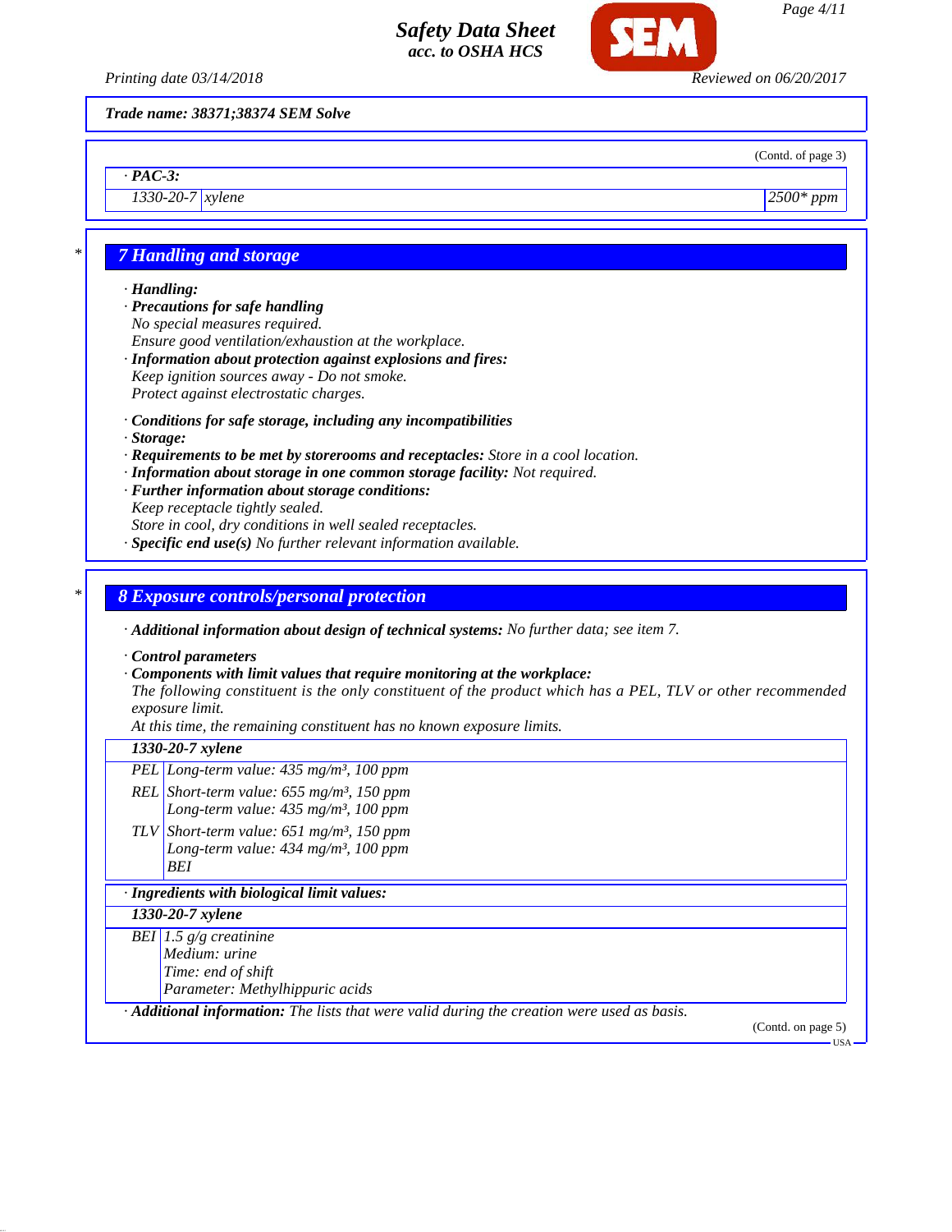Trade name: 38371;38374 SEM Solve

(Contd. of page 3)

| · PAC-3: | | |
|---|---|---|
| 1330-20-7 | xylene | 2500* ppm |

## 7 Handling and storage

· **Handling:**
· **Precautions for safe handling**
No special measures required.
Ensure good ventilation/exhaustion at the workplace.
· **Information about protection against explosions and fires:**
Keep ignition sources away - Do not smoke.
Protect against electrostatic charges.

· **Conditions for safe storage, including any incompatibilities**
· **Storage:**
· **Requirements to be met by storerooms and receptacles:** Store in a cool location.
· **Information about storage in one common storage facility:** Not required.
· **Further information about storage conditions:**
Keep receptacle tightly sealed.
Store in cool, dry conditions in well sealed receptacles.
· **Specific end use(s)** No further relevant information available.

## 8 Exposure controls/personal protection

· **Additional information about design of technical systems:** No further data; see item 7.

· **Control parameters**
· **Components with limit values that require monitoring at the workplace:**
The following constituent is the only constituent of the product which has a PEL, TLV or other recommended exposure limit.
At this time, the remaining constituent has no known exposure limits.

| 1330-20-7 xylene | |
|---|---|
| PEL | Long-term value: 435 mg/m³, 100 ppm |
| REL | Short-term value: 655 mg/m³, 150 ppm<br>Long-term value: 435 mg/m³, 100 ppm |
| TLV | Short-term value: 651 mg/m³, 150 ppm<br>Long-term value: 434 mg/m³, 100 ppm<br>BEI |

· **Ingredients with biological limit values:**

| 1330-20-7 xylene | |
|---|---|
| BEI | 1.5 g/g creatinine<br>Medium: urine<br>Time: end of shift<br>Parameter: Methylhippuric acids |

· **Additional information:** The lists that were valid during the creation were used as basis.

(Contd. on page 5)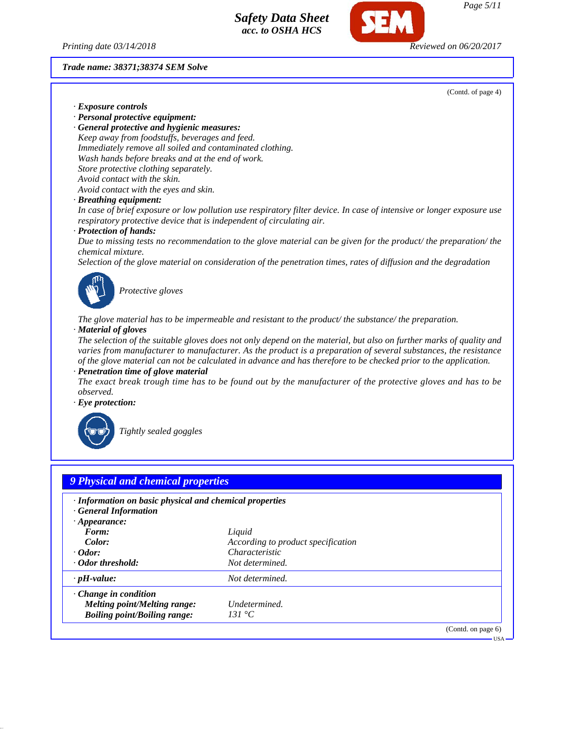Trade name: 38371;38374 SEM Solve

(Contd. of page 4)

· **Exposure controls**
· **Personal protective equipment:**
· **General protective and hygienic measures:**
Keep away from foodstuffs, beverages and feed.
Immediately remove all soiled and contaminated clothing.
Wash hands before breaks and at the end of work.
Store protective clothing separately.
Avoid contact with the skin.
Avoid contact with the eyes and skin.
· **Breathing equipment:**
In case of brief exposure or low pollution use respiratory filter device. In case of intensive or longer exposure use respiratory protective device that is independent of circulating air.
· **Protection of hands:**
Due to missing tests no recommendation to the glove material can be given for the product/ the preparation/ the chemical mixture.
Selection of the glove material on consideration of the penetration times, rates of diffusion and the degradation

Protective gloves

The glove material has to be impermeable and resistant to the product/ the substance/ the preparation.
· **Material of gloves**
The selection of the suitable gloves does not only depend on the material, but also on further marks of quality and varies from manufacturer to manufacturer. As the product is a preparation of several substances, the resistance of the glove material can not be calculated in advance and has therefore to be checked prior to the application.
· **Penetration time of glove material**
The exact break trough time has to be found out by the manufacturer of the protective gloves and has to be observed.
· **Eye protection:**

Tightly sealed goggles

## 9 Physical and chemical properties

· **Information on basic physical and chemical properties**
· **General Information**
· **Appearance:**

| | |
|---|---|
| **Form:** | Liquid |
| **Color:** | According to product specification |
| · **Odor:** | Characteristic |
| · **Odor threshold:** | Not determined. |
| · **pH-value:** | Not determined. |
| · **Change in condition** | |
| **Melting point/Melting range:** | Undetermined. |
| **Boiling point/Boiling range:** | 131 °C |

(Contd. on page 6)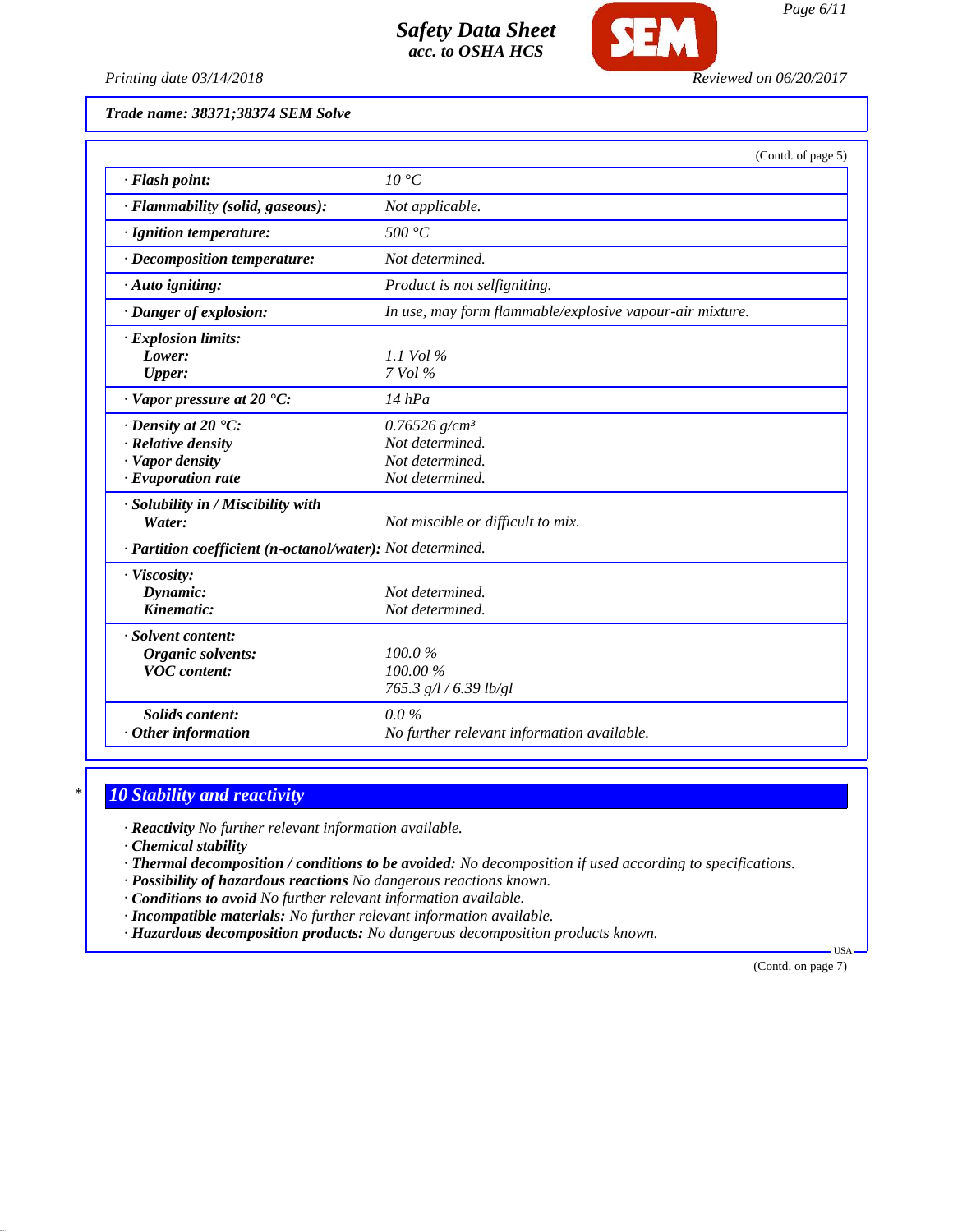**Trade name: 38371;38374 SEM Solve**

(Contd. of page 5)

| | |
|---|---|
| · **Flash point:** | 10 °C |
| · **Flammability (solid, gaseous):** | Not applicable. |
| · **Ignition temperature:** | 500 °C |
| · **Decomposition temperature:** | Not determined. |
| · **Auto igniting:** | Product is not selfigniting. |
| · **Danger of explosion:** | In use, may form flammable/explosive vapour-air mixture. |
| · **Explosion limits:** | |
| **Lower:** | 1.1 Vol % |
| **Upper:** | 7 Vol % |
| · **Vapor pressure at 20 °C:** | 14 hPa |
| · **Density at 20 °C:** | 0.76526 g/cm³ |
| · **Relative density** | Not determined. |
| · **Vapor density** | Not determined. |
| · **Evaporation rate** | Not determined. |
| · **Solubility in / Miscibility with Water:** | Not miscible or difficult to mix. |
| · **Partition coefficient (n-octanol/water):** | Not determined. |
| · **Viscosity:** | |
| **Dynamic:** | Not determined. |
| **Kinematic:** | Not determined. |
| · **Solvent content:** | |
| **Organic solvents:** | 100.0 % |
| **VOC content:** | 100.00 % |
| | 765.3 g/l / 6.39 lb/gl |
| **Solids content:** | 0.0 % |
| · **Other information** | No further relevant information available. |

## 10 Stability and reactivity

- · **Reactivity** No further relevant information available.
- · **Chemical stability**
- · **Thermal decomposition / conditions to be avoided:** No decomposition if used according to specifications.
- · **Possibility of hazardous reactions** No dangerous reactions known.
- · **Conditions to avoid** No further relevant information available.
- · **Incompatible materials:** No further relevant information available.
- · **Hazardous decomposition products:** No dangerous decomposition products known.

(Contd. on page 7)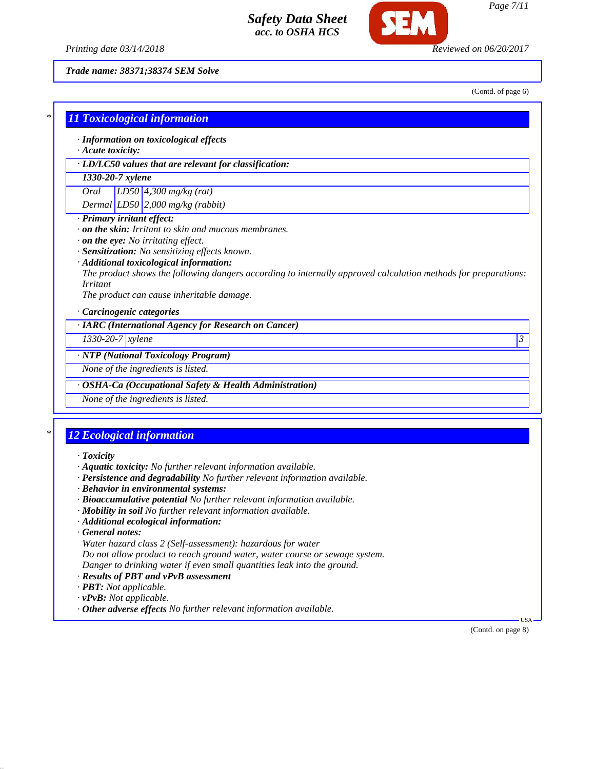Trade name: 38371;38374 SEM Solve

(Contd. of page 6)

## 11 Toxicological information

· **Information on toxicological effects**
· **Acute toxicity:**

| · LD/LC50 values that are relevant for classification: | | |
|---|---|---|
| **1330-20-7 xylene** | | |
| Oral | LD50 | 4,300 mg/kg (rat) |
| Dermal | LD50 | 2,000 mg/kg (rabbit) |

· **Primary irritant effect:**
· **on the skin:** Irritant to skin and mucous membranes.
· **on the eye:** No irritating effect.
· **Sensitization:** No sensitizing effects known.
· **Additional toxicological information:**
The product shows the following dangers according to internally approved calculation methods for preparations:
Irritant
The product can cause inheritable damage.

· **Carcinogenic categories**

| · IARC (International Agency for Research on Cancer) | | |
|---|---|---|
| 1330-20-7 | xylene | 3 |

| · NTP (National Toxicology Program) |
|---|
| None of the ingredients is listed. |

| · OSHA-Ca (Occupational Safety & Health Administration) |
|---|
| None of the ingredients is listed. |

## 12 Ecological information

· **Toxicity**
· **Aquatic toxicity:** No further relevant information available.
· **Persistence and degradability** No further relevant information available.
· **Behavior in environmental systems:**
· **Bioaccumulative potential** No further relevant information available.
· **Mobility in soil** No further relevant information available.
· **Additional ecological information:**
· **General notes:**
Water hazard class 2 (Self-assessment): hazardous for water
Do not allow product to reach ground water, water course or sewage system.
Danger to drinking water if even small quantities leak into the ground.
· **Results of PBT and vPvB assessment**
· **PBT:** Not applicable.
· **vPvB:** Not applicable.
· **Other adverse effects** No further relevant information available.

(Contd. on page 8)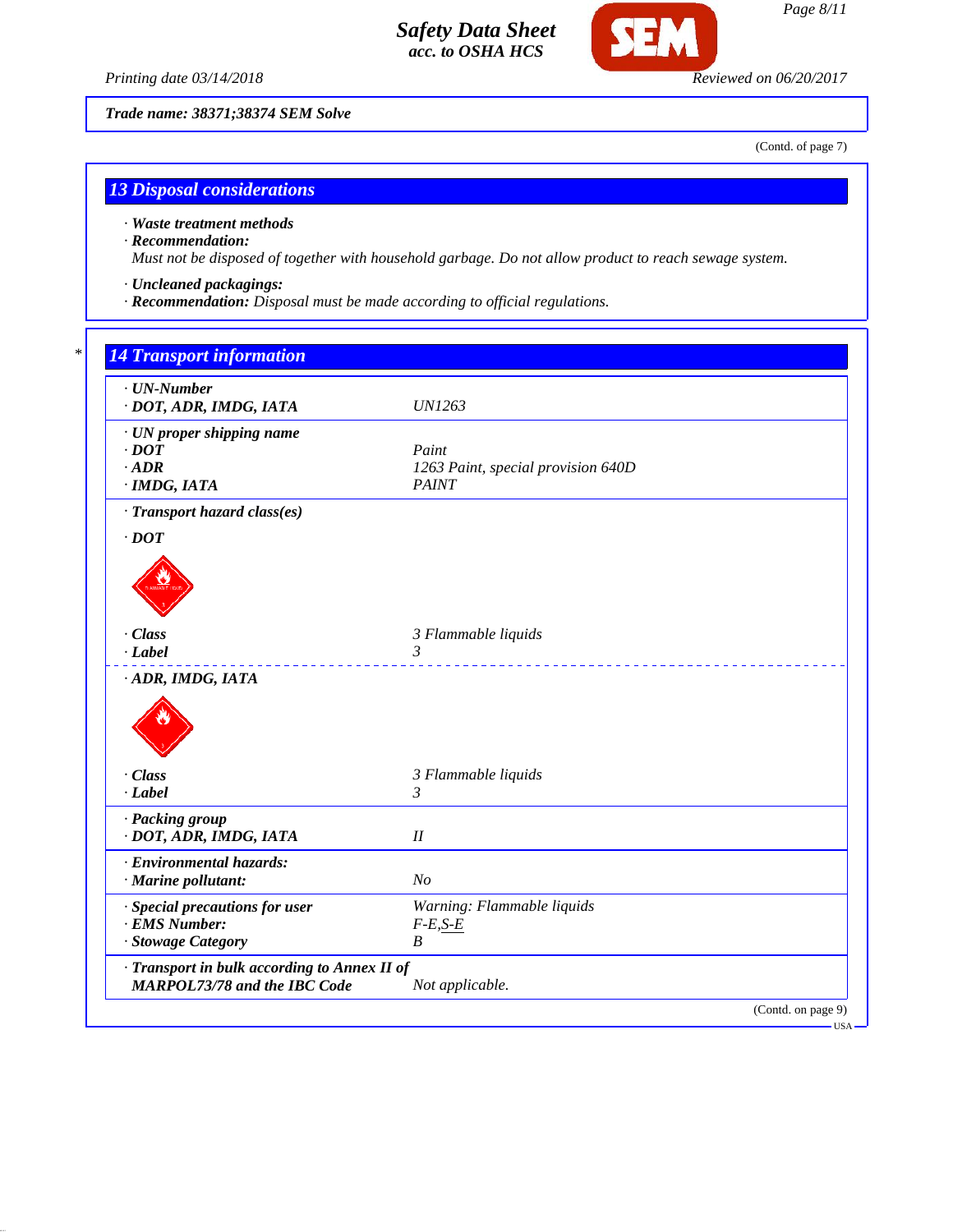Trade name: 38371;38374 SEM Solve

(Contd. of page 7)

## 13 Disposal considerations

· **Waste treatment methods**
· **Recommendation:**
Must not be disposed of together with household garbage. Do not allow product to reach sewage system.

· **Uncleaned packagings:**
· **Recommendation:** Disposal must be made according to official regulations.

## 14 Transport information

| | |
|---|---|
| · **UN-Number** | |
| · **DOT, ADR, IMDG, IATA** | UN1263 |
| · **UN proper shipping name** | |
| · **DOT** | Paint |
| · **ADR** | 1263 Paint, special provision 640D |
| · **IMDG, IATA** | PAINT |
| · **Transport hazard class(es)** | |
| · **DOT** | |
| · **Class** | 3 Flammable liquids |
| · **Label** | 3 |
| · **ADR, IMDG, IATA** | |
| · **Class** | 3 Flammable liquids |
| · **Label** | 3 |
| · **Packing group** | |
| · **DOT, ADR, IMDG, IATA** | II |
| · **Environmental hazards:** | |
| · **Marine pollutant:** | No |
| · **Special precautions for user** | Warning: Flammable liquids |
| · **EMS Number:** | F-E,S-E |
| · **Stowage Category** | B |
| · **Transport in bulk according to Annex II of MARPOL73/78 and the IBC Code** | Not applicable. |

(Contd. on page 9)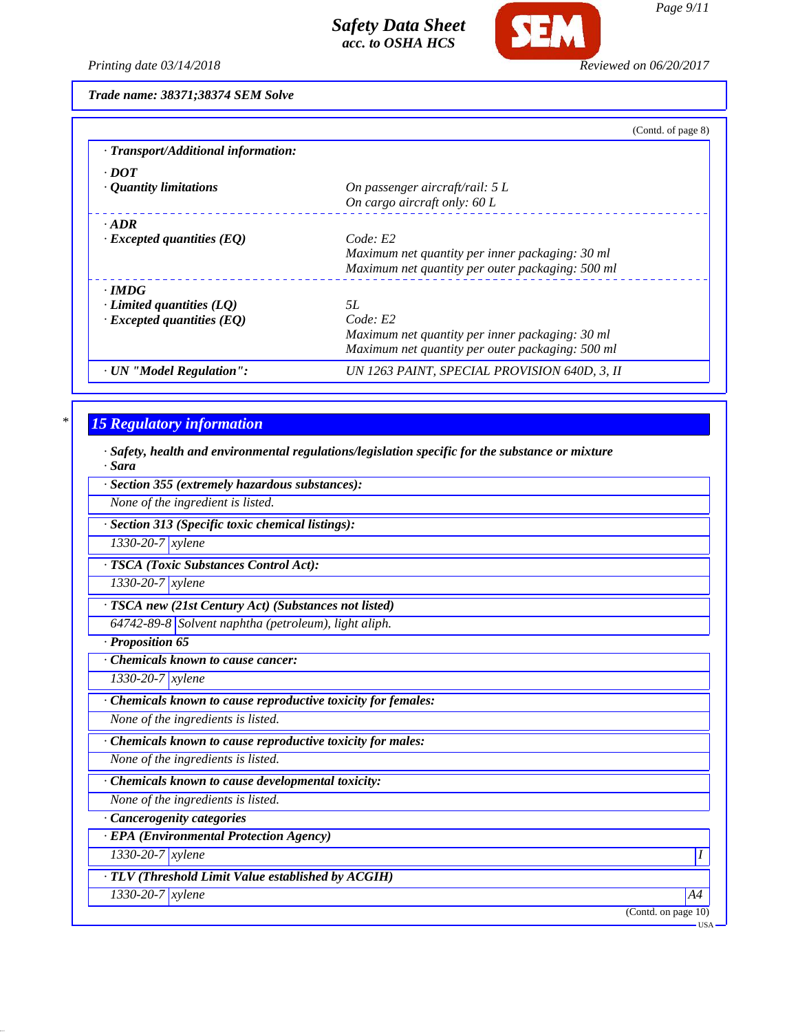**Trade name: 38371;38374 SEM Solve**

(Contd. of page 8)

**· Transport/Additional information:**

**· DOT**

| | |
|---|---|
| **· Quantity limitations** | *On passenger aircraft/rail: 5 L*<br>*On cargo aircraft only: 60 L* |

**· ADR**

| | |
|---|---|
| **· Excepted quantities (EQ)** | *Code: E2*<br>*Maximum net quantity per inner packaging: 30 ml*<br>*Maximum net quantity per outer packaging: 500 ml* |

**· IMDG**

| | |
|---|---|
| **· Limited quantities (LQ)** | *5L* |
| **· Excepted quantities (EQ)** | *Code: E2*<br>*Maximum net quantity per inner packaging: 30 ml*<br>*Maximum net quantity per outer packaging: 500 ml* |

| | |
|---|---|
| **· UN "Model Regulation":** | *UN 1263 PAINT, SPECIAL PROVISION 640D, 3, II* |

## 15 Regulatory information

**· Safety, health and environmental regulations/legislation specific for the substance or mixture**

**· Sara**

**· Section 355 (extremely hazardous substances):**

*None of the ingredient is listed.*

**· Section 313 (Specific toxic chemical listings):**

| | |
|---|---|
| 1330-20-7 | xylene |

**· TSCA (Toxic Substances Control Act):**

| | |
|---|---|
| 1330-20-7 | xylene |

**· TSCA new (21st Century Act) (Substances not listed)**

| | |
|---|---|
| 64742-89-8 | Solvent naphtha (petroleum), light aliph. |

**· Proposition 65**

**· Chemicals known to cause cancer:**

| | |
|---|---|
| 1330-20-7 | xylene |

**· Chemicals known to cause reproductive toxicity for females:**

*None of the ingredients is listed.*

**· Chemicals known to cause reproductive toxicity for males:**

*None of the ingredients is listed.*

**· Chemicals known to cause developmental toxicity:**

*None of the ingredients is listed.*

**· Cancerogenity categories**

**· EPA (Environmental Protection Agency)**

| | | |
|---|---|---|
| 1330-20-7 | xylene | I |

**· TLV (Threshold Limit Value established by ACGIH)**

| | | |
|---|---|---|
| 1330-20-7 | xylene | A4 |

(Contd. on page 10)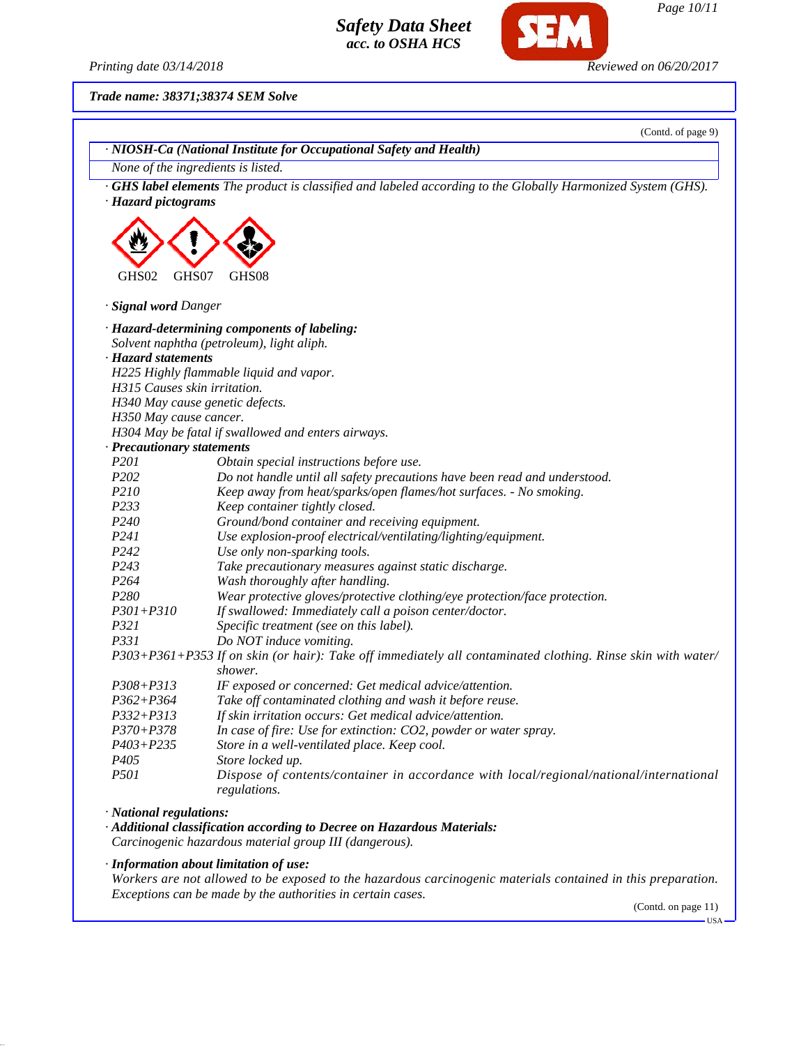**Trade name: 38371;38374 SEM Solve**

(Contd. of page 9)

· **NIOSH-Ca (National Institute for Occupational Safety and Health)**

None of the ingredients is listed.

· **GHS label elements** The product is classified and labeled according to the Globally Harmonized System (GHS).

· **Hazard pictograms**

GHS02 GHS07 GHS08

· **Signal word** Danger

· **Hazard-determining components of labeling:**

Solvent naphtha (petroleum), light aliph.

· **Hazard statements**

H225 Highly flammable liquid and vapor.
H315 Causes skin irritation.
H340 May cause genetic defects.
H350 May cause cancer.
H304 May be fatal if swallowed and enters airways.

· **Precautionary statements**

| | |
|---|---|
| P201 | Obtain special instructions before use. |
| P202 | Do not handle until all safety precautions have been read and understood. |
| P210 | Keep away from heat/sparks/open flames/hot surfaces. - No smoking. |
| P233 | Keep container tightly closed. |
| P240 | Ground/bond container and receiving equipment. |
| P241 | Use explosion-proof electrical/ventilating/lighting/equipment. |
| P242 | Use only non-sparking tools. |
| P243 | Take precautionary measures against static discharge. |
| P264 | Wash thoroughly after handling. |
| P280 | Wear protective gloves/protective clothing/eye protection/face protection. |
| P301+P310 | If swallowed: Immediately call a poison center/doctor. |
| P321 | Specific treatment (see on this label). |
| P331 | Do NOT induce vomiting. |
| P303+P361+P353 | If on skin (or hair): Take off immediately all contaminated clothing. Rinse skin with water/shower. |
| P308+P313 | IF exposed or concerned: Get medical advice/attention. |
| P362+P364 | Take off contaminated clothing and wash it before reuse. |
| P332+P313 | If skin irritation occurs: Get medical advice/attention. |
| P370+P378 | In case of fire: Use for extinction: CO2, powder or water spray. |
| P403+P235 | Store in a well-ventilated place. Keep cool. |
| P405 | Store locked up. |
| P501 | Dispose of contents/container in accordance with local/regional/national/international regulations. |

· **National regulations:**

· **Additional classification according to Decree on Hazardous Materials:**

Carcinogenic hazardous material group III (dangerous).

· **Information about limitation of use:**

Workers are not allowed to be exposed to the hazardous carcinogenic materials contained in this preparation. Exceptions can be made by the authorities in certain cases.

(Contd. on page 11)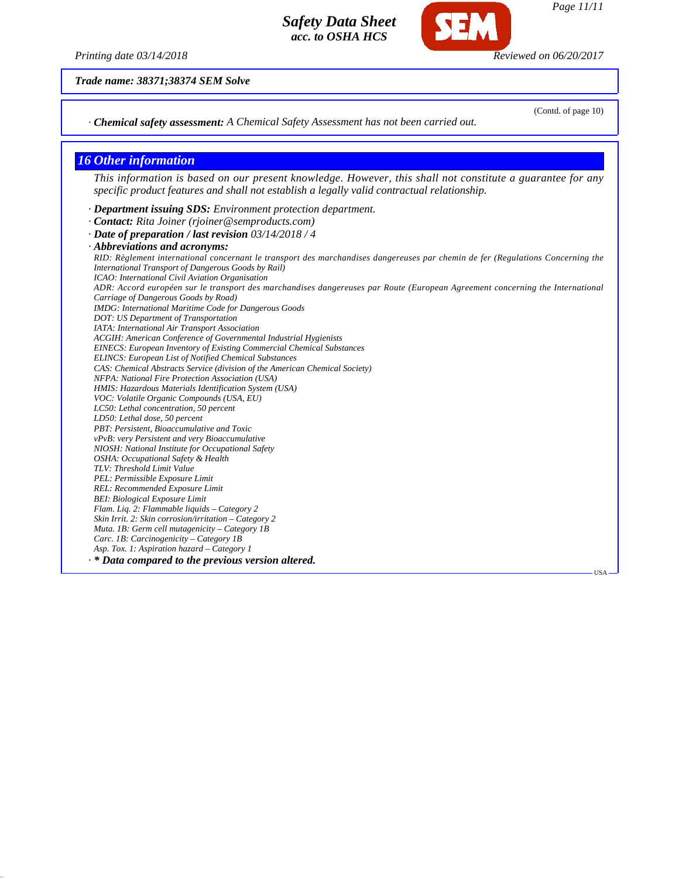*Trade name: 38371;38374 SEM Solve*

(Contd. of page 10)

· ***Chemical safety assessment:*** *A Chemical Safety Assessment has not been carried out.*

## 16 Other information

*This information is based on our present knowledge. However, this shall not constitute a guarantee for any specific product features and shall not establish a legally valid contractual relationship.*

· ***Department issuing SDS:*** *Environment protection department.*
· ***Contact:*** *Rita Joiner (rjoiner@semproducts.com)*
· ***Date of preparation / last revision*** *03/14/2018 / 4*
· ***Abbreviations and acronyms:***
*RID: Règlement international concernant le transport des marchandises dangereuses par chemin de fer (Regulations Concerning the International Transport of Dangerous Goods by Rail)*
*ICAO: International Civil Aviation Organisation*
*ADR: Accord européen sur le transport des marchandises dangereuses par Route (European Agreement concerning the International Carriage of Dangerous Goods by Road)*
*IMDG: International Maritime Code for Dangerous Goods*
*DOT: US Department of Transportation*
*IATA: International Air Transport Association*
*ACGIH: American Conference of Governmental Industrial Hygienists*
*EINECS: European Inventory of Existing Commercial Chemical Substances*
*ELINCS: European List of Notified Chemical Substances*
*CAS: Chemical Abstracts Service (division of the American Chemical Society)*
*NFPA: National Fire Protection Association (USA)*
*HMIS: Hazardous Materials Identification System (USA)*
*VOC: Volatile Organic Compounds (USA, EU)*
*LC50: Lethal concentration, 50 percent*
*LD50: Lethal dose, 50 percent*
*PBT: Persistent, Bioaccumulative and Toxic*
*vPvB: very Persistent and very Bioaccumulative*
*NIOSH: National Institute for Occupational Safety*
*OSHA: Occupational Safety & Health*
*TLV: Threshold Limit Value*
*PEL: Permissible Exposure Limit*
*REL: Recommended Exposure Limit*
*BEI: Biological Exposure Limit*
*Flam. Liq. 2: Flammable liquids – Category 2*
*Skin Irrit. 2: Skin corrosion/irritation – Category 2*
*Muta. 1B: Germ cell mutagenicity – Category 1B*
*Carc. 1B: Carcinogenicity – Category 1B*
*Asp. Tox. 1: Aspiration hazard – Category 1*
· ***\* Data compared to the previous version altered.***

USA